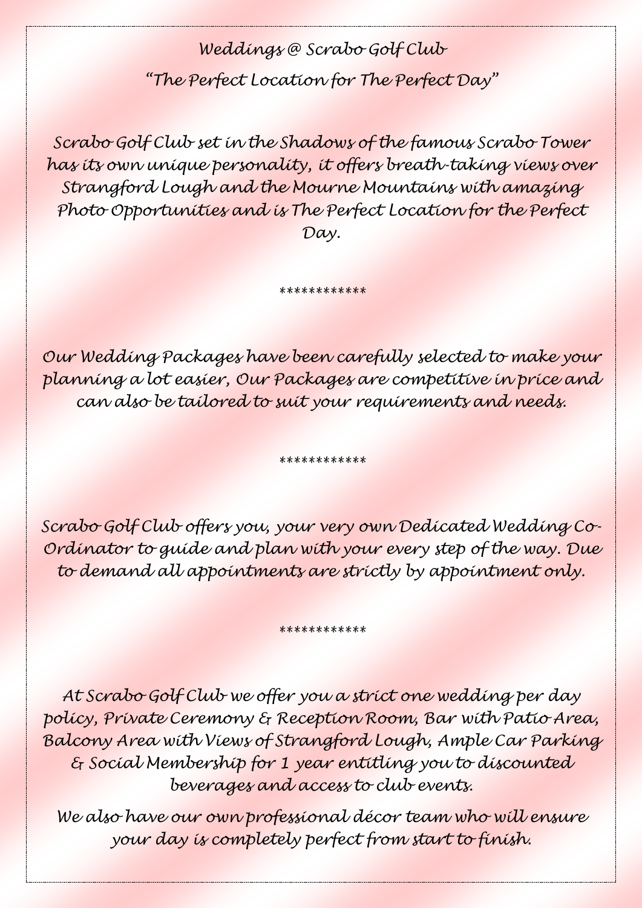# Weddings @ Scrabo Golf Club

## "The Perfect Location for The Perfect Day"

*Scrabo Golf Club set in the Shadows of the famous Scrabo Tower has its own unique personality, it offers breath-taking views over Strangford Lough and the Mourne Mountains with amazing Photo Opportunities and is The Perfect Location for the Perfect Day.*

************

*Our Wedding Packages have been carefully selected to make your planning a lot easier, Our Packages are competitive in price and can also be tailored to suit your requirements and needs.*

************

*Scrabo Golf Club offers you, your very own Dedicated Wedding Co-Ordinator to guide and plan with your every step of the way. Due to demand all appointments are strictly by appointment only.*

************

*At Scrabo Golf Club we offer you a strict one wedding per day policy, Private Ceremony & Reception Room, Bar with Patio Area, Balcony Area with Views of Strangford Lough, Ample Car Parking & Social Membership for 1 year entitling you to discounted beverages and access to club events.*

*We also have our own professional décor team who will ensure your day is completely perfect from start to finish.*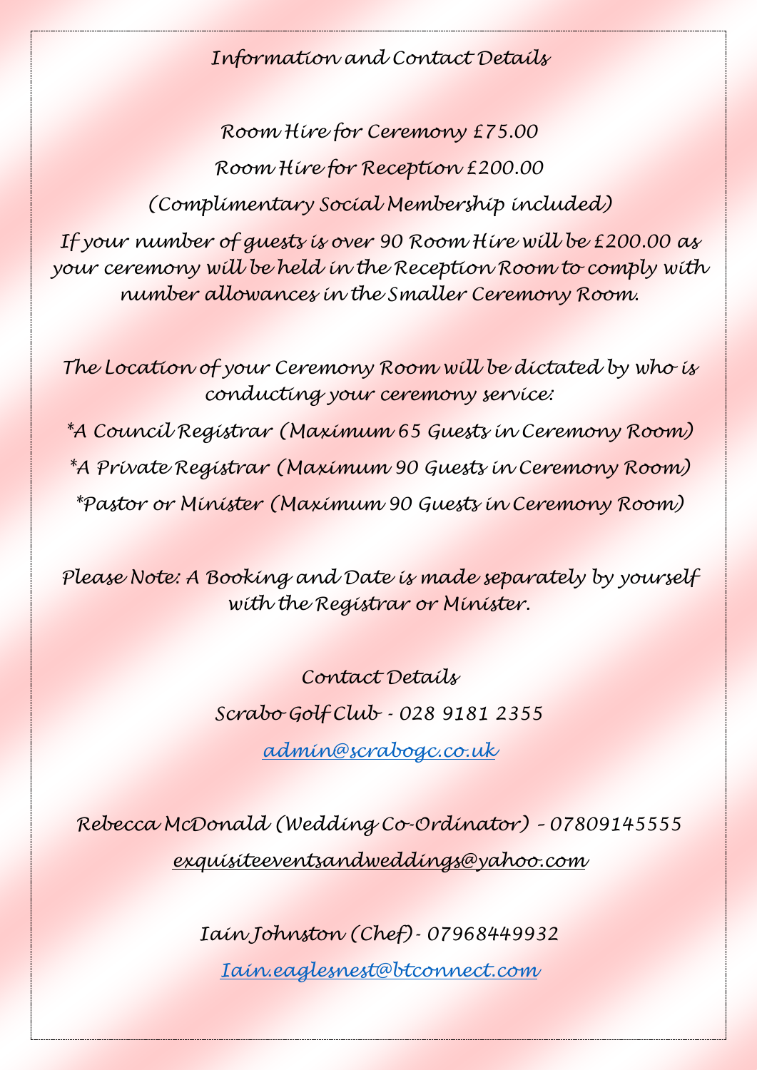## Information and Contact Details

Room Hire for Ceremony £75.00

Room Hire for Reception £200.00

(Complimentary Social Membership included)

If your number of guests is over 90 Room Hire will be £200.00 as your ceremony will be held in the Reception Room to comply with number allowances in the Smaller Ceremony Room.

The Location of your Ceremony Room will be dictated by who is conducting your ceremony service:

*A Council Registrar (Maximum 65 Guests in Ceremony Room)

*A Private Registrar (Maximum 90 Guests in Ceremony Room)

*Pastor or Minister (Maximum 90 Guests in Ceremony Room)

Please Note: A Booking and Date is made separately by yourself with the Registrar or Minister.

### Contact Details

Scrabo Golf Club - 028 9181 2355

admin@scrabogc.co.uk

Rebecca McDonald (Wedding Co-Ordinator) – 07809145555

exquisiteeventsandweddings@yahoo.com

Iain Johnston (Chef) - 07968449932

Iain.eaglesnest@btconnect.com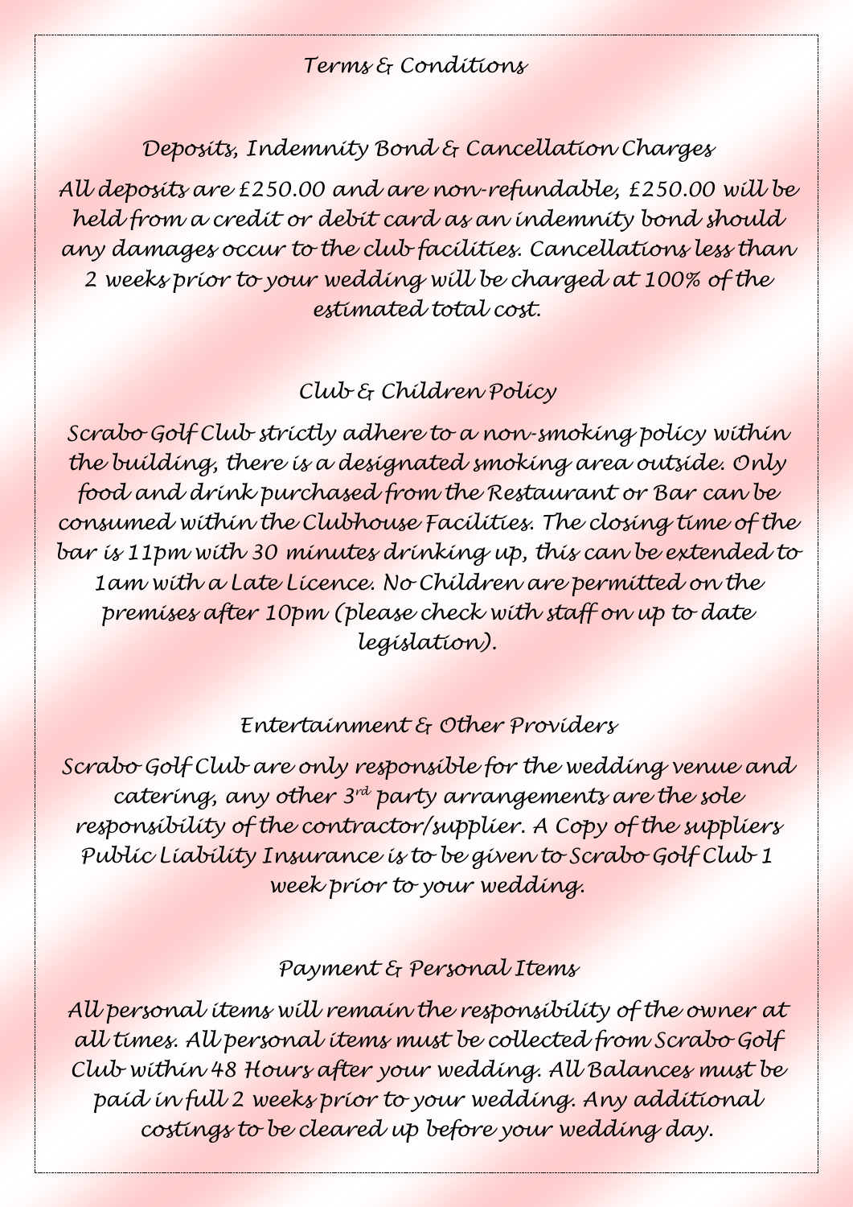# Terms & Conditions

## Deposits, Indemnity Bond & Cancellation Charges

All deposits are £250.00 and are non-refundable, £250.00 will be held from a credit or debit card as an indemnity bond should any damages occur to the club facilities. Cancellations less than 2 weeks prior to your wedding will be charged at 100% of the estimated total cost.

## Club & Children Policy

Scrabo Golf Club strictly adhere to a non-smoking policy within the building, there is a designated smoking area outside. Only food and drink purchased from the Restaurant or Bar can be consumed within the Clubhouse Facilities. The closing time of the bar is 11pm with 30 minutes drinking up, this can be extended to 1am with a Late Licence. No Children are permitted on the premises after 10pm (please check with staff on up to date legislation).

## Entertainment & Other Providers

Scrabo Golf Club are only responsible for the wedding venue and catering, any other 3rd party arrangements are the sole responsibility of the contractor/supplier. A Copy of the suppliers Public Liability Insurance is to be given to Scrabo Golf Club 1 week prior to your wedding.

## Payment & Personal Items

All personal items will remain the responsibility of the owner at all times. All personal items must be collected from Scrabo Golf Club within 48 Hours after your wedding. All Balances must be paid in full 2 weeks prior to your wedding. Any additional costings to be cleared up before your wedding day.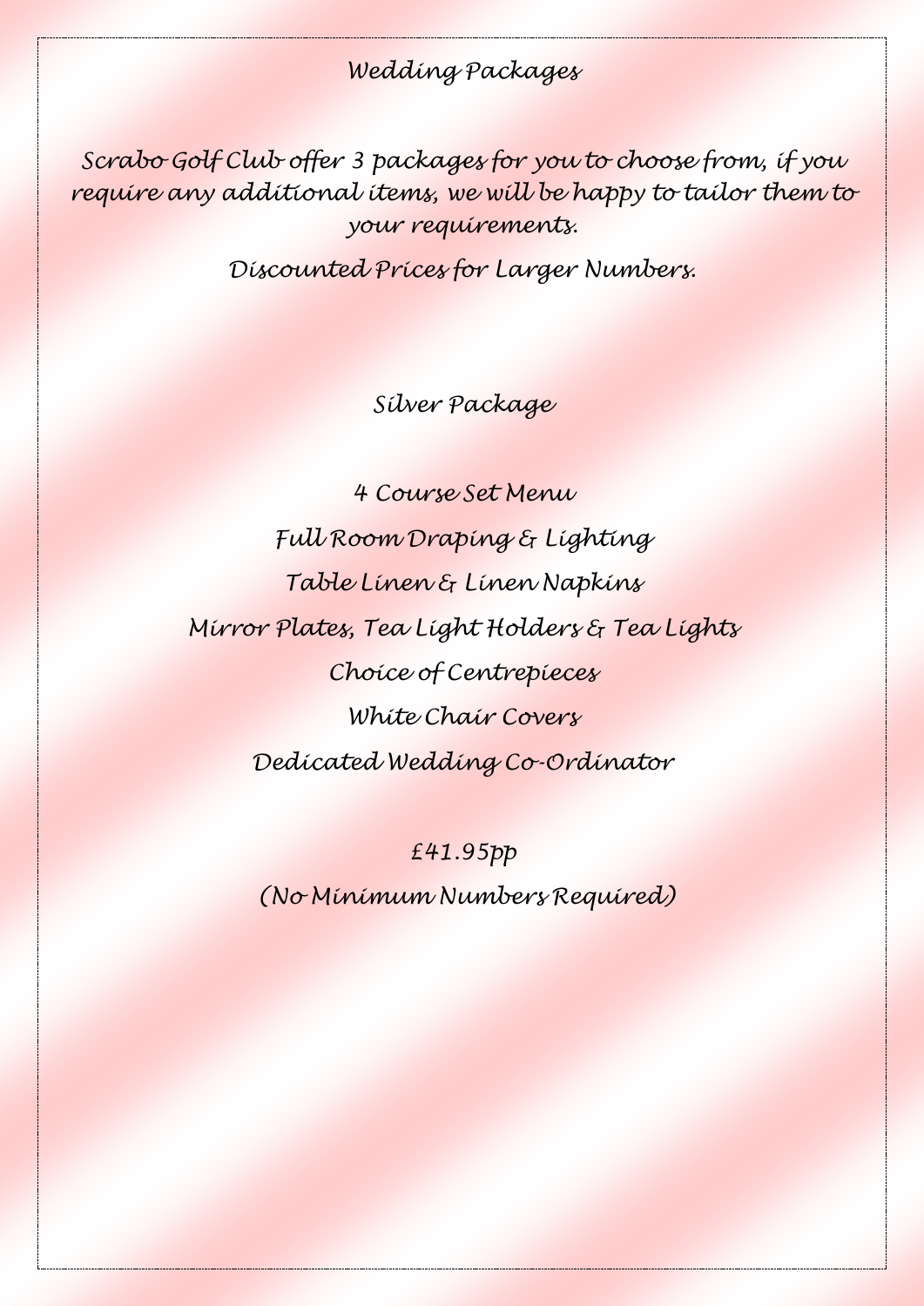# Wedding Packages

Scrabo Golf Club offer 3 packages for you to choose from, if you require any additional items, we will be happy to tailor them to your requirements.

Discounted Prices for Larger Numbers.

## Silver Package

4 Course Set Menu

Full Room Draping & Lighting

Table Linen & Linen Napkins

Mirror Plates, Tea Light Holders & Tea Lights

Choice of Centrepieces

White Chair Covers

Dedicated Wedding Co-Ordinator

£41.95pp

(No Minimum Numbers Required)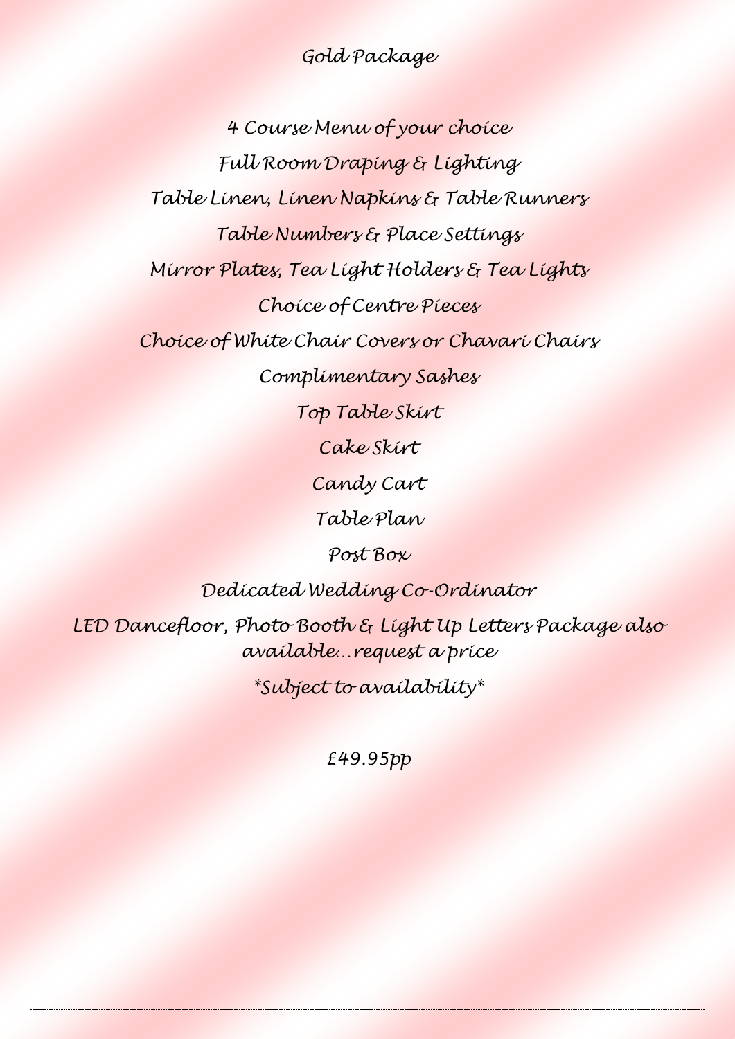# Gold Package

4 Course Menu of your choice

Full Room Draping & Lighting

Table Linen, Linen Napkins & Table Runners

Table Numbers & Place Settings

Mirror Plates, Tea Light Holders & Tea Lights

Choice of Centre Pieces

Choice of White Chair Covers or Chavari Chairs

Complimentary Sashes

Top Table Skirt

Cake Skirt

Candy Cart

Table Plan

Post Box

Dedicated Wedding Co-Ordinator

LED Dancefloor, Photo Booth & Light Up Letters Package also available…request a price

*Subject to availability*

£49.95pp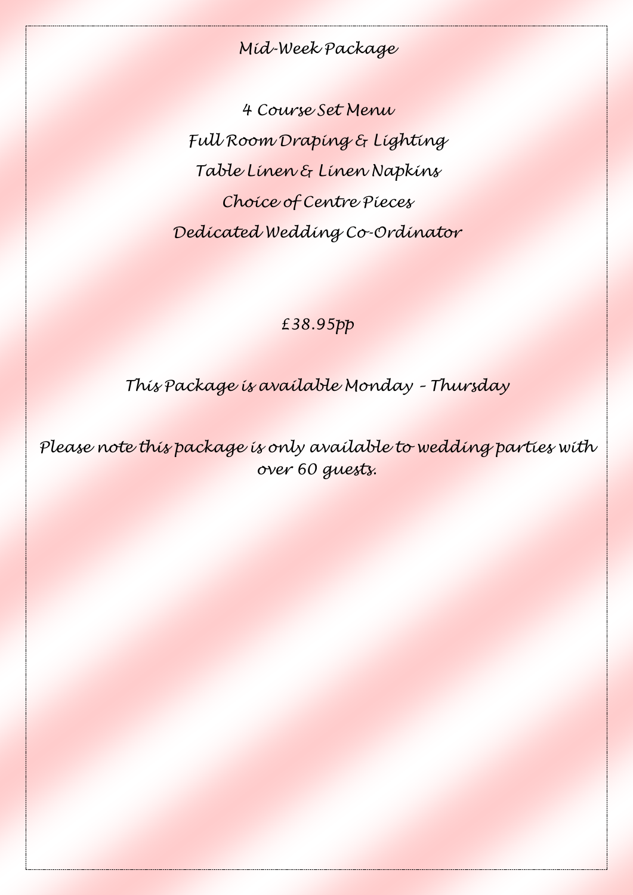# Mid-Week Package

4 Course Set Menu

Full Room Draping & Lighting

Table Linen & Linen Napkins

Choice of Centre Pieces

Dedicated Wedding Co-Ordinator

£38.95pp

This Package is available Monday – Thursday

Please note this package is only available to wedding parties with over 60 guests.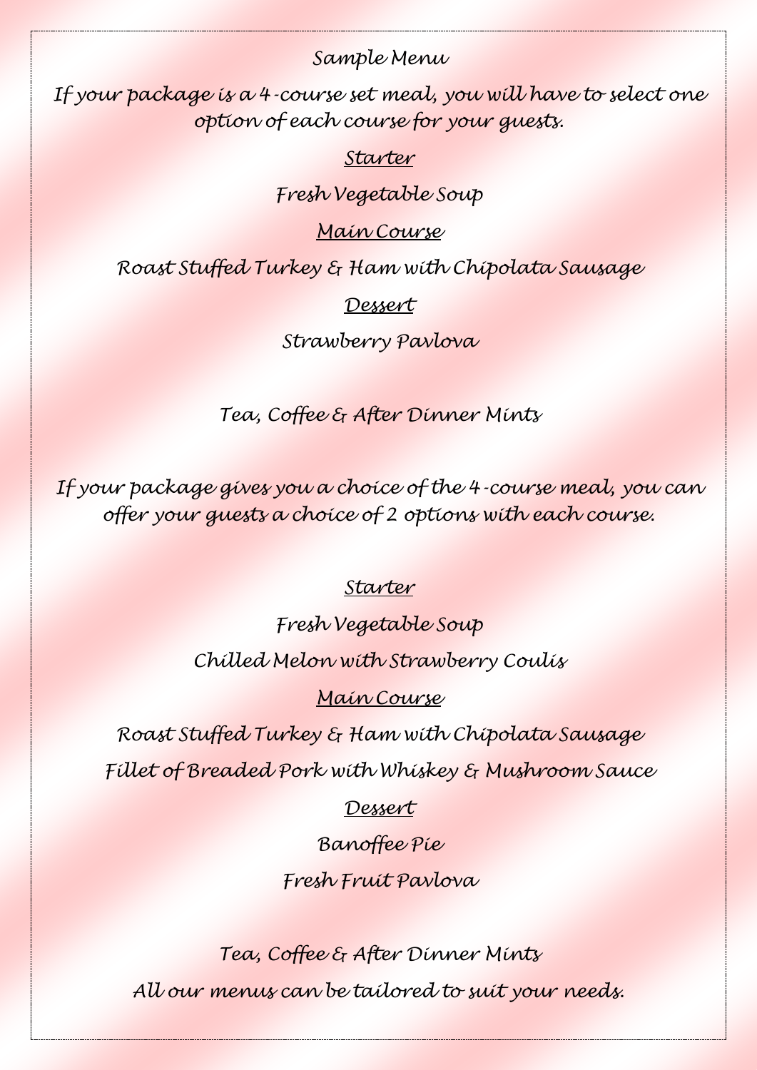## Sample Menu

If your package is a 4-course set meal, you will have to select one option of each course for your guests.

### Starter

Fresh Vegetable Soup

### Main Course

Roast Stuffed Turkey & Ham with Chipolata Sausage

### Dessert

Strawberry Pavlova

Tea, Coffee & After Dinner Mints

If your package gives you a choice of the 4-course meal, you can offer your guests a choice of 2 options with each course.

### Starter

Fresh Vegetable Soup

Chilled Melon with Strawberry Coulis

### Main Course

Roast Stuffed Turkey & Ham with Chipolata Sausage

Fillet of Breaded Pork with Whiskey & Mushroom Sauce

### Dessert

Banoffee Pie

Fresh Fruit Pavlova

Tea, Coffee & After Dinner Mints

All our menus can be tailored to suit your needs.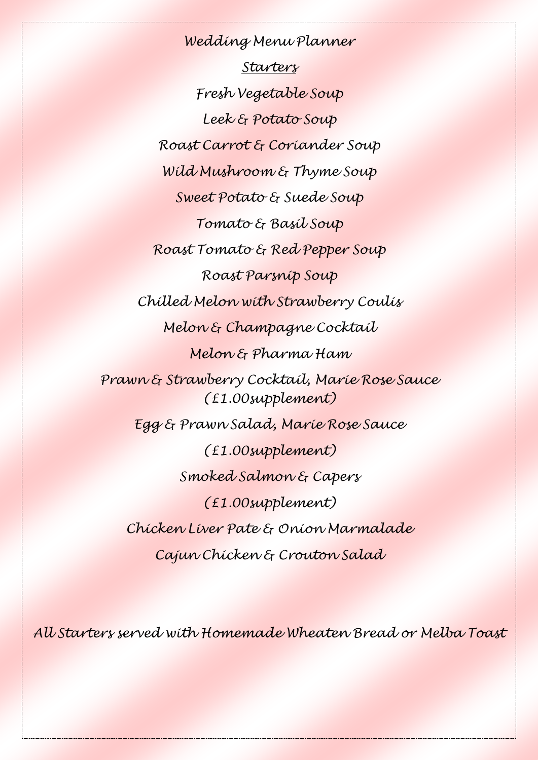# Wedding Menu Planner

## Starters

Fresh Vegetable Soup

Leek & Potato Soup

Roast Carrot & Coriander Soup

Wild Mushroom & Thyme Soup

Sweet Potato & Suede Soup

Tomato & Basil Soup

Roast Tomato & Red Pepper Soup

Roast Parsnip Soup

Chilled Melon with Strawberry Coulis

Melon & Champagne Cocktail

Melon & Pharma Ham

Prawn & Strawberry Cocktail, Marie Rose Sauce (£1.00supplement)

Egg & Prawn Salad, Marie Rose Sauce

(£1.00supplement)

Smoked Salmon & Capers

(£1.00supplement)

Chicken Liver Pate & Onion Marmalade

Cajun Chicken & Crouton Salad

All Starters served with Homemade Wheaten Bread or Melba Toast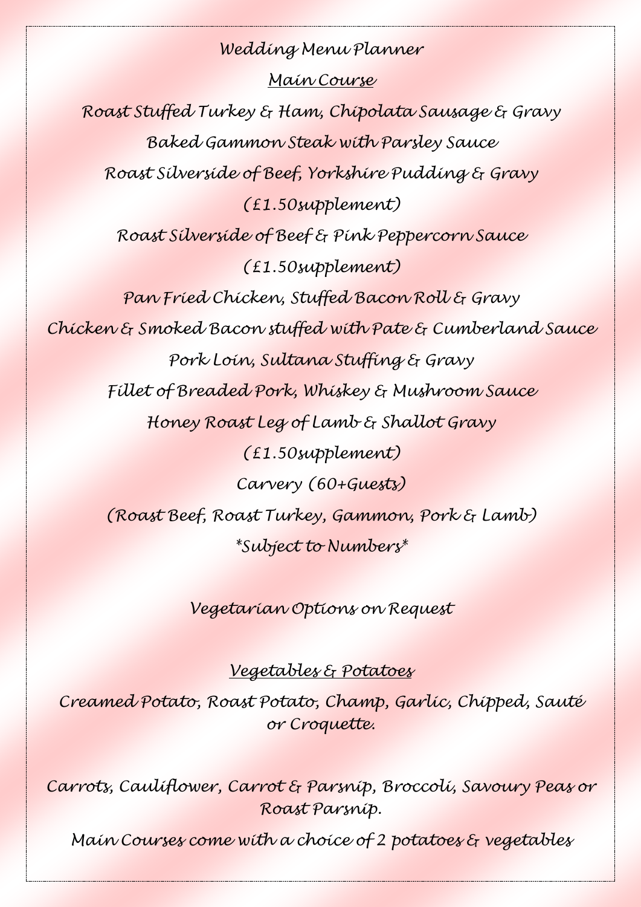# Wedding Menu Planner

## Main Course

Roast Stuffed Turkey & Ham, Chipolata Sausage & Gravy

Baked Gammon Steak with Parsley Sauce

Roast Silverside of Beef, Yorkshire Pudding & Gravy

(£1.50supplement)

Roast Silverside of Beef & Pink Peppercorn Sauce

(£1.50supplement)

Pan Fried Chicken, Stuffed Bacon Roll & Gravy

Chicken & Smoked Bacon stuffed with Pate & Cumberland Sauce

Pork Loin, Sultana Stuffing & Gravy

Fillet of Breaded Pork, Whiskey & Mushroom Sauce

Honey Roast Leg of Lamb & Shallot Gravy

(£1.50supplement)

Carvery (60+Guests)

(Roast Beef, Roast Turkey, Gammon, Pork & Lamb)

*Subject to Numbers*

Vegetarian Options on Request

## Vegetables & Potatoes

Creamed Potato, Roast Potato, Champ, Garlic, Chipped, Sauté or Croquette.

Carrots, Cauliflower, Carrot & Parsnip, Broccoli, Savoury Peas or Roast Parsnip.

Main Courses come with a choice of 2 potatoes & vegetables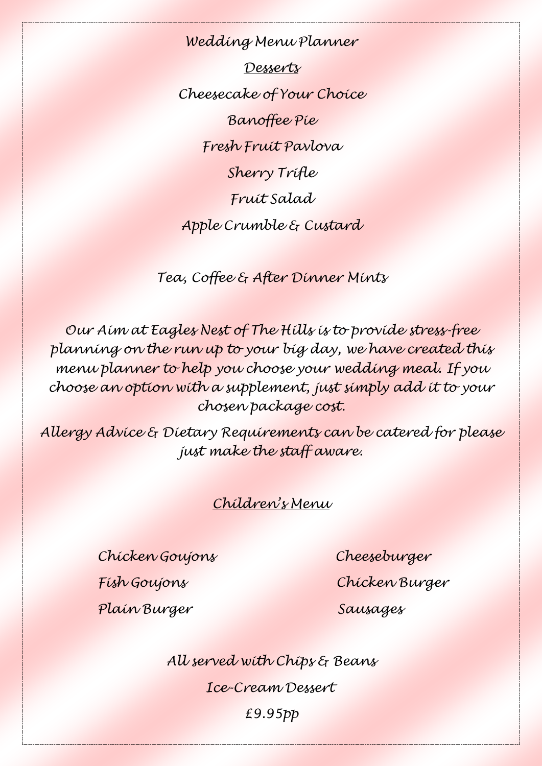# Wedding Menu Planner

## Desserts

Cheesecake of Your Choice

Banoffee Pie

Fresh Fruit Pavlova

Sherry Trifle

Fruit Salad

Apple Crumble & Custard

Tea, Coffee & After Dinner Mints

Our Aim at Eagles Nest of The Hills is to provide stress-free planning on the run up to your big day, we have created this menu planner to help you choose your wedding meal. If you choose an option with a supplement, just simply add it to your chosen package cost.

Allergy Advice & Dietary Requirements can be catered for please just make the staff aware.

## Children's Menu

Chicken Goujons

Fish Goujons

Plain Burger

Cheeseburger

Chicken Burger

Sausages

All served with Chips & Beans

Ice-Cream Dessert

£9.95pp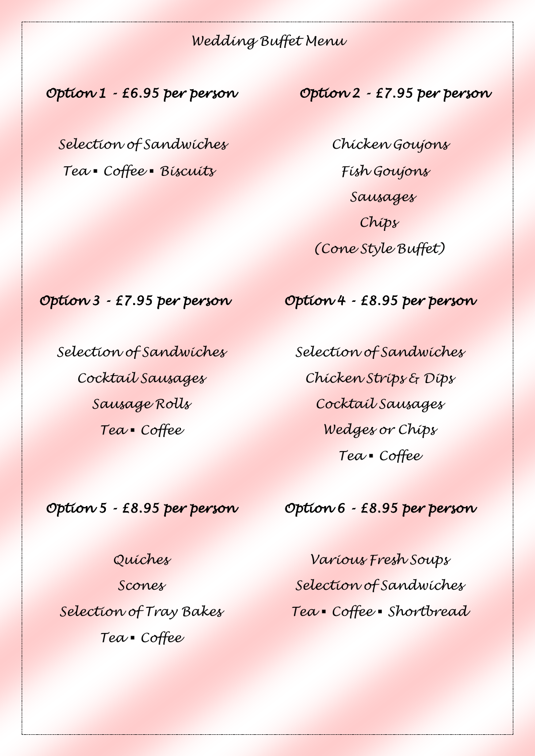# Wedding Buffet Menu

## Option 1 - £6.95 per person

Selection of Sandwiches

Tea ▪ Coffee ▪ Biscuits

## Option 2 - £7.95 per person

Chicken Goujons

Fish Goujons

Sausages

Chips

(Cone Style Buffet)

## Option 3 - £7.95 per person

Selection of Sandwiches

Cocktail Sausages

Sausage Rolls

Tea ▪ Coffee

## Option 4 - £8.95 per person

Selection of Sandwiches

Chicken Strips & Dips

Cocktail Sausages

Wedges or Chips

Tea ▪ Coffee

## Option 5 - £8.95 per person

Quiches

Scones

Selection of Tray Bakes

Tea ▪ Coffee

## Option 6 - £8.95 per person

Various Fresh Soups

Selection of Sandwiches

Tea ▪ Coffee ▪ Shortbread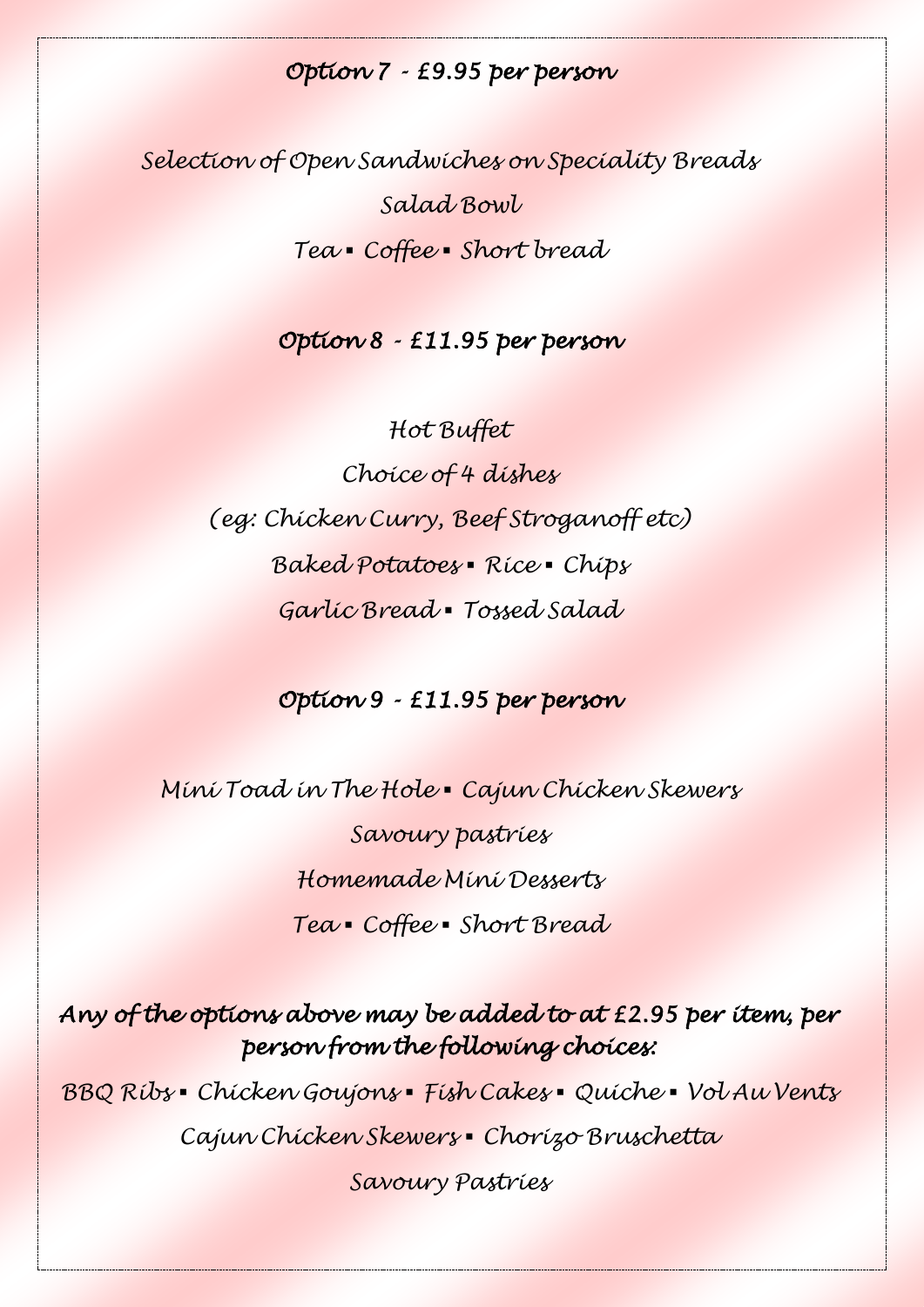## *Option 7 - £9.95 per person*

*Selection of Open Sandwiches on Speciality Breads*

*Salad Bowl*

*Tea ▪ Coffee ▪ Short bread*

## *Option 8 - £11.95 per person*

*Hot Buffet*

*Choice of 4 dishes*

*(eg: Chicken Curry, Beef Stroganoff etc)*

*Baked Potatoes ▪ Rice ▪ Chips*

*Garlic Bread ▪ Tossed Salad*

## *Option 9 - £11.95 per person*

*Mini Toad in The Hole ▪ Cajun Chicken Skewers*

*Savoury pastries*

*Homemade Mini Desserts*

*Tea ▪ Coffee ▪ Short Bread*

***Any of the options above may be added to at £2.95 per item, per person from the following choices:***

*BBQ Ribs ▪ Chicken Goujons ▪ Fish Cakes ▪ Quiche ▪ Vol Au Vents*

*Cajun Chicken Skewers ▪ Chorizo Bruschetta*

*Savoury Pastries*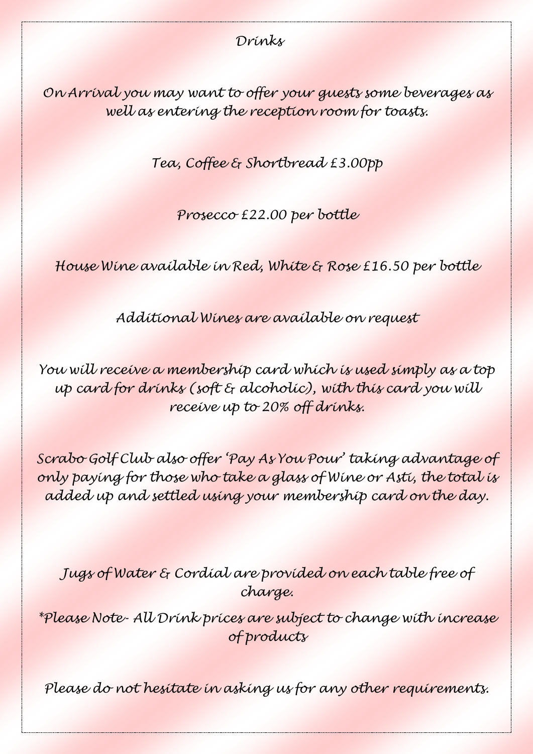# Drinks

On Arrival you may want to offer your guests some beverages as well as entering the reception room for toasts.

Tea, Coffee & Shortbread £3.00pp

Prosecco £22.00 per bottle

House Wine available in Red, White & Rose £16.50 per bottle

Additional Wines are available on request

You will receive a membership card which is used simply as a top up card for drinks (soft & alcoholic), with this card you will receive up to 20% off drinks.

Scrabo Golf Club also offer 'Pay As You Pour' taking advantage of only paying for those who take a glass of Wine or Asti, the total is added up and settled using your membership card on the day.

Jugs of Water & Cordial are provided on each table free of charge.

*Please Note- All Drink prices are subject to change with increase of products

Please do not hesitate in asking us for any other requirements.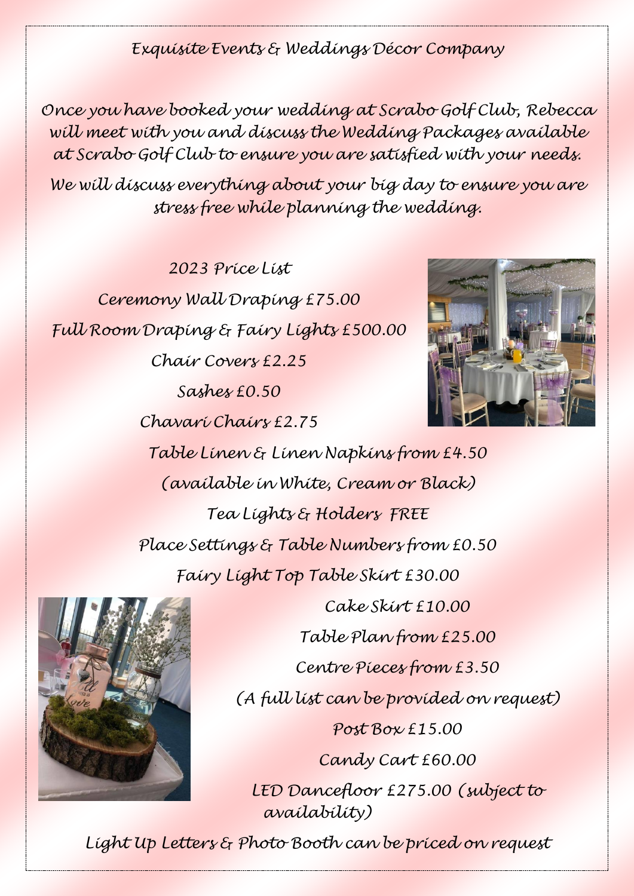# Exquisite Events & Weddings Décor Company

Once you have booked your wedding at Scrabo Golf Club, Rebecca will meet with you and discuss the Wedding Packages available at Scrabo Golf Club to ensure you are satisfied with your needs.

We will discuss everything about your big day to ensure you are stress free while planning the wedding.

## 2023 Price List

Ceremony Wall Draping £75.00

Full Room Draping & Fairy Lights £500.00

Chair Covers £2.25

Sashes £0.50

Chavari Chairs £2.75

Table Linen & Linen Napkins from £4.50
(available in White, Cream or Black)

Tea Lights & Holders FREE

Place Settings & Table Numbers from £0.50

Fairy Light Top Table Skirt £30.00

Cake Skirt £10.00

Table Plan from £25.00

Centre Pieces from £3.50
(A full list can be provided on request)

Post Box £15.00

Candy Cart £60.00

LED Dancefloor £275.00 (subject to availability)

Light Up Letters & Photo Booth can be priced on request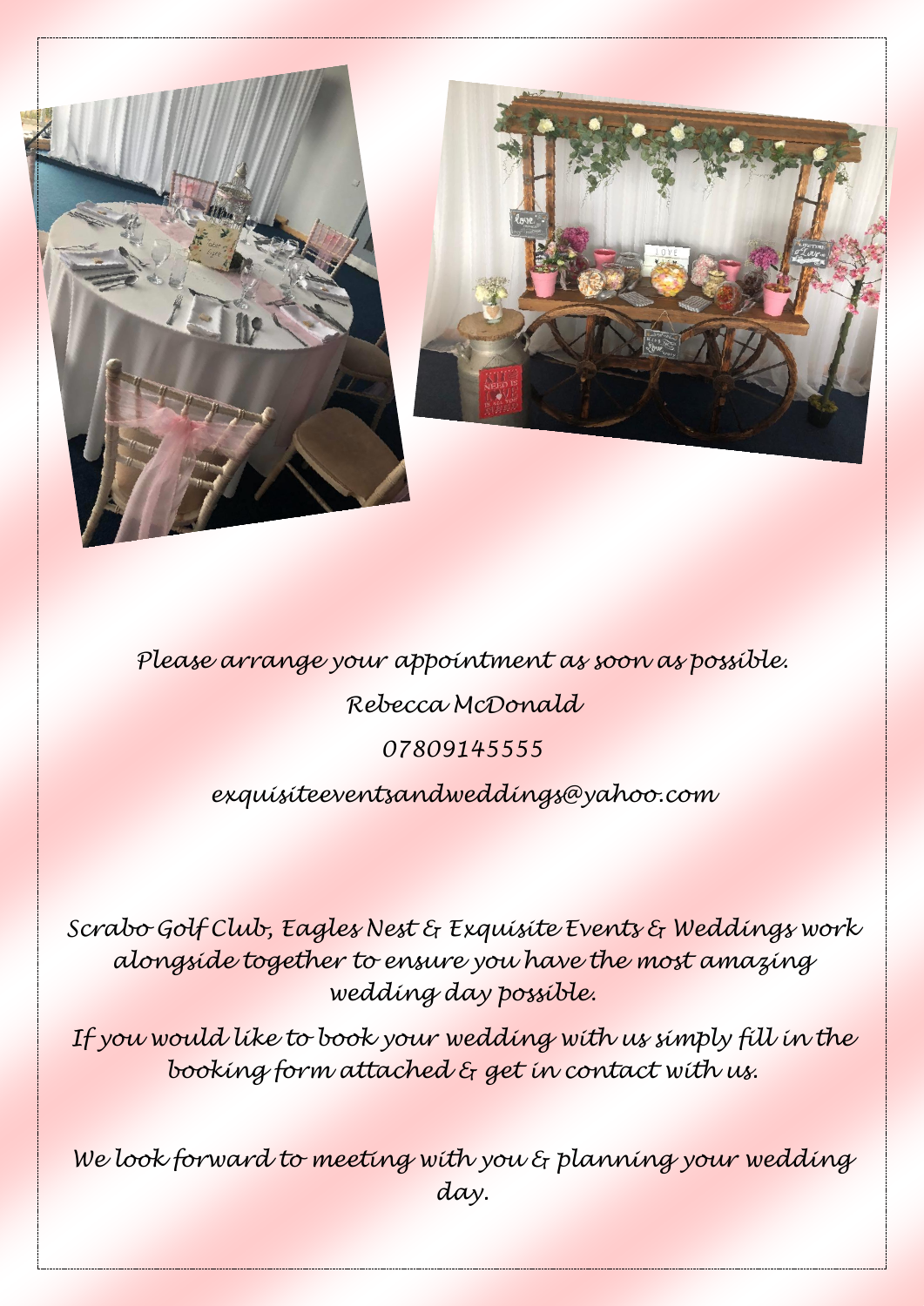*Please arrange your appointment as soon as possible.*

*Rebecca McDonald*

*07809145555*

*exquisiteeventsandweddings@yahoo.com*

*Scrabo Golf Club, Eagles Nest & Exquisite Events & Weddings work alongside together to ensure you have the most amazing wedding day possible.*

*If you would like to book your wedding with us simply fill in the booking form attached & get in contact with us.*

*We look forward to meeting with you & planning your wedding day.*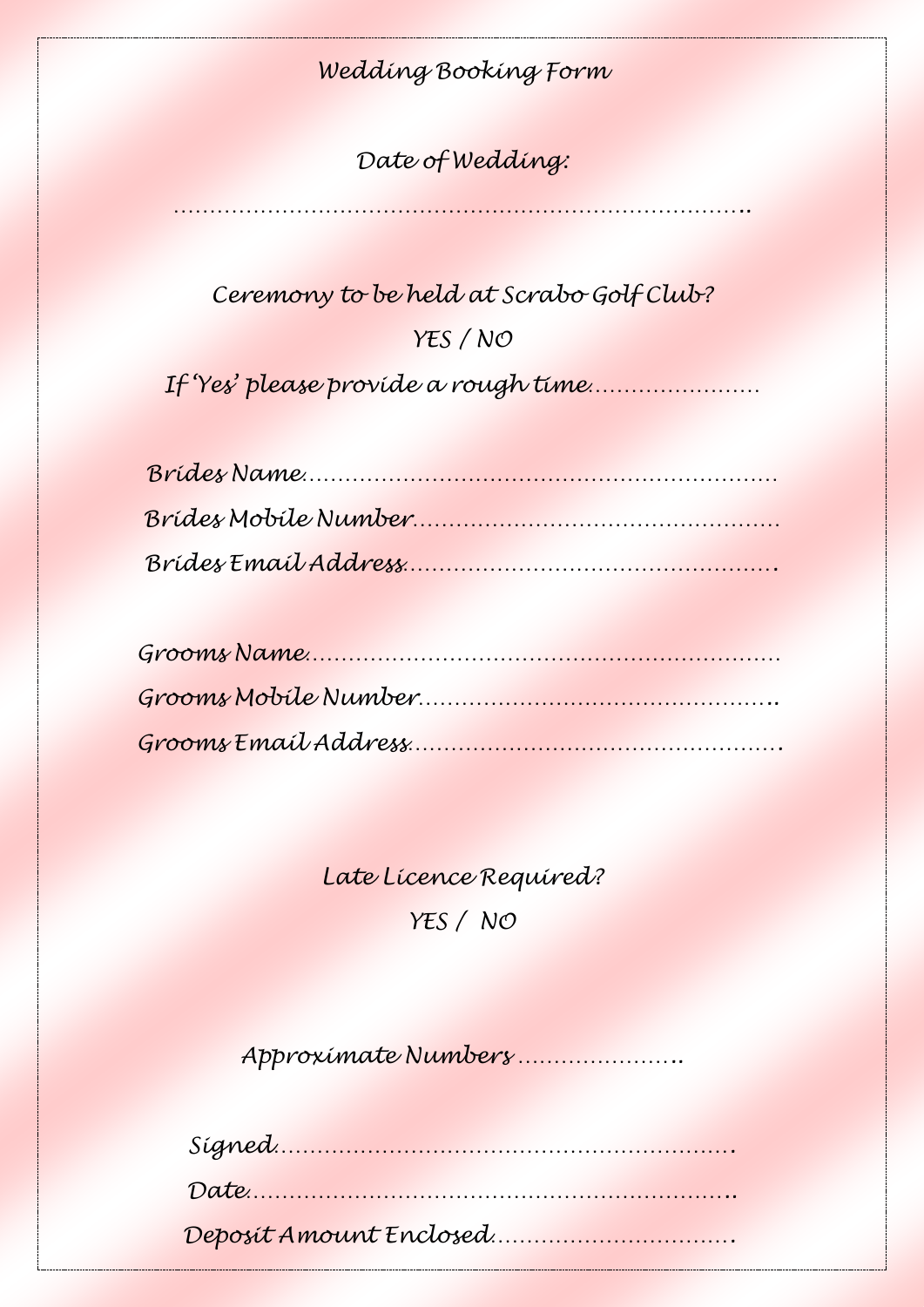# Wedding Booking Form

Date of Wedding:

………………………………………………………………………..

Ceremony to be held at Scrabo Golf Club?

YES / NO

If 'Yes' please provide a rough time…………………..

Brides Name………………………………………………………

Brides Mobile Number…………………………………………

Brides Email Address…………………………………………….

Grooms Name……………………………………………………….

Grooms Mobile Number……………………………………….

Grooms Email Address………………………………………….

Late Licence Required?

YES / NO

Approximate Numbers …………………..

Signed……………………………………………………..

Date………………………………………………………….

Deposit Amount Enclosed…………………………..